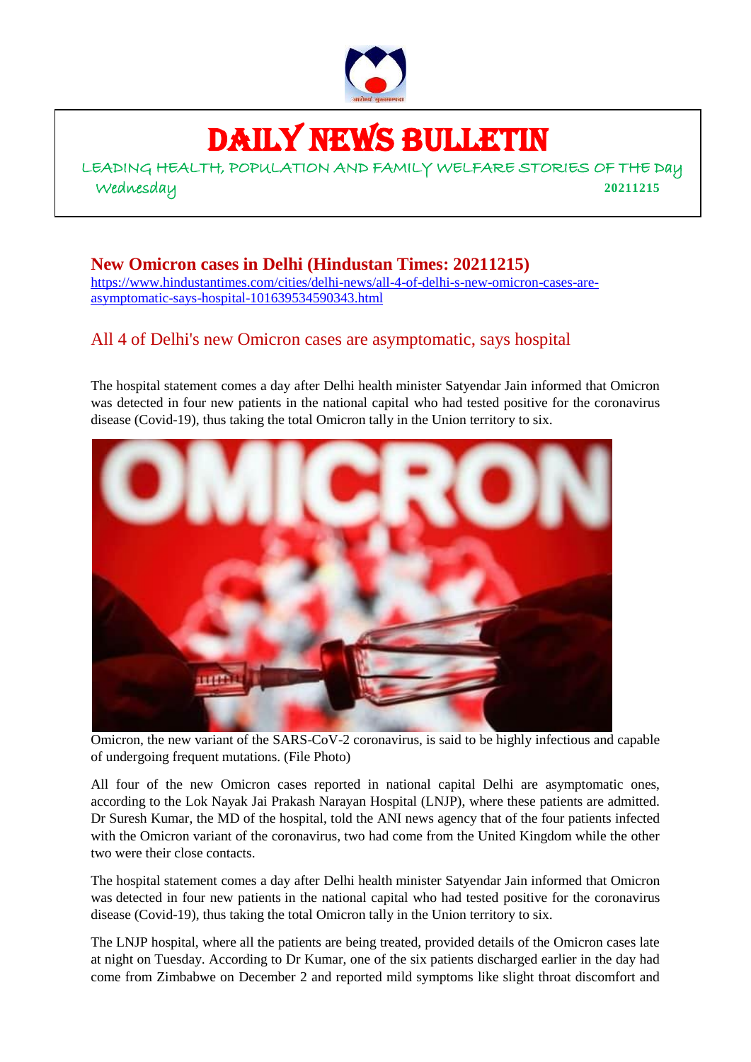# DAILY NEWS BULLETIN

LEADING HEALTH, POPULATION AND FAMILY WELFARE STORIES OF THE Day

Wednesday **20211215**

## New Omicron cases in Delhi (Hindustan Times: 20211215)

https://www.hindustantimes.com/cities/delhi-news/all-4-of-delhi-s-new-omicron-cases-are-asymptomatic-says-hospital-101639534590343.html

### All 4 of Delhi's new Omicron cases are asymptomatic, says hospital

The hospital statement comes a day after Delhi health minister Satyendar Jain informed that Omicron was detected in four new patients in the national capital who had tested positive for the coronavirus disease (Covid-19), thus taking the total Omicron tally in the Union territory to six.

Omicron, the new variant of the SARS-CoV-2 coronavirus, is said to be highly infectious and capable of undergoing frequent mutations. (File Photo)

All four of the new Omicron cases reported in national capital Delhi are asymptomatic ones, according to the Lok Nayak Jai Prakash Narayan Hospital (LNJP), where these patients are admitted. Dr Suresh Kumar, the MD of the hospital, told the ANI news agency that of the four patients infected with the Omicron variant of the coronavirus, two had come from the United Kingdom while the other two were their close contacts.

The hospital statement comes a day after Delhi health minister Satyendar Jain informed that Omicron was detected in four new patients in the national capital who had tested positive for the coronavirus disease (Covid-19), thus taking the total Omicron tally in the Union territory to six.

The LNJP hospital, where all the patients are being treated, provided details of the Omicron cases late at night on Tuesday. According to Dr Kumar, one of the six patients discharged earlier in the day had come from Zimbabwe on December 2 and reported mild symptoms like slight throat discomfort and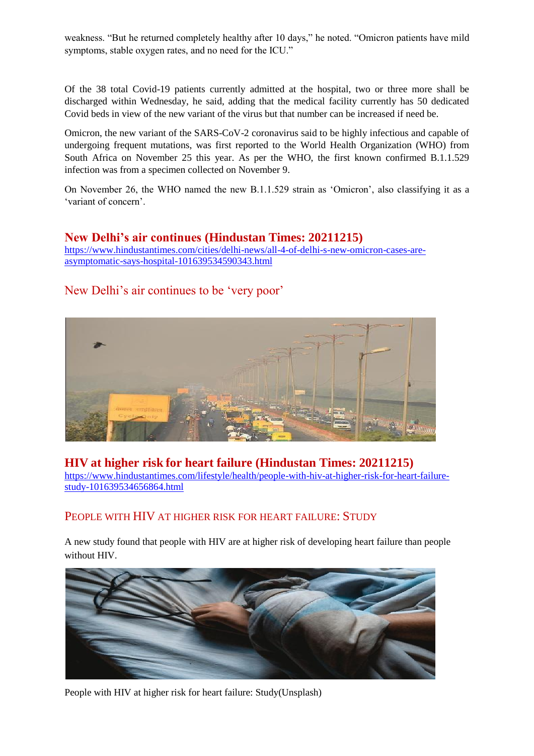weakness. "But he returned completely healthy after 10 days," he noted. "Omicron patients have mild symptoms, stable oxygen rates, and no need for the ICU."

Of the 38 total Covid-19 patients currently admitted at the hospital, two or three more shall be discharged within Wednesday, he said, adding that the medical facility currently has 50 dedicated Covid beds in view of the new variant of the virus but that number can be increased if need be.

Omicron, the new variant of the SARS-CoV-2 coronavirus said to be highly infectious and capable of undergoing frequent mutations, was first reported to the World Health Organization (WHO) from South Africa on November 25 this year. As per the WHO, the first known confirmed B.1.1.529 infection was from a specimen collected on November 9.

On November 26, the WHO named the new B.1.1.529 strain as 'Omicron', also classifying it as a 'variant of concern'.

## New Delhi's air continues (Hindustan Times: 20211215)

https://www.hindustantimes.com/cities/delhi-news/all-4-of-delhi-s-new-omicron-cases-are-asymptomatic-says-hospital-101639534590343.html

### New Delhi's air continues to be 'very poor'

## HIV at higher risk for heart failure (Hindustan Times: 20211215)

https://www.hindustantimes.com/lifestyle/health/people-with-hiv-at-higher-risk-for-heart-failure-study-101639534656864.html

### People with HIV at higher risk for heart failure: Study

A new study found that people with HIV are at higher risk of developing heart failure than people without HIV.

People with HIV at higher risk for heart failure: Study(Unsplash)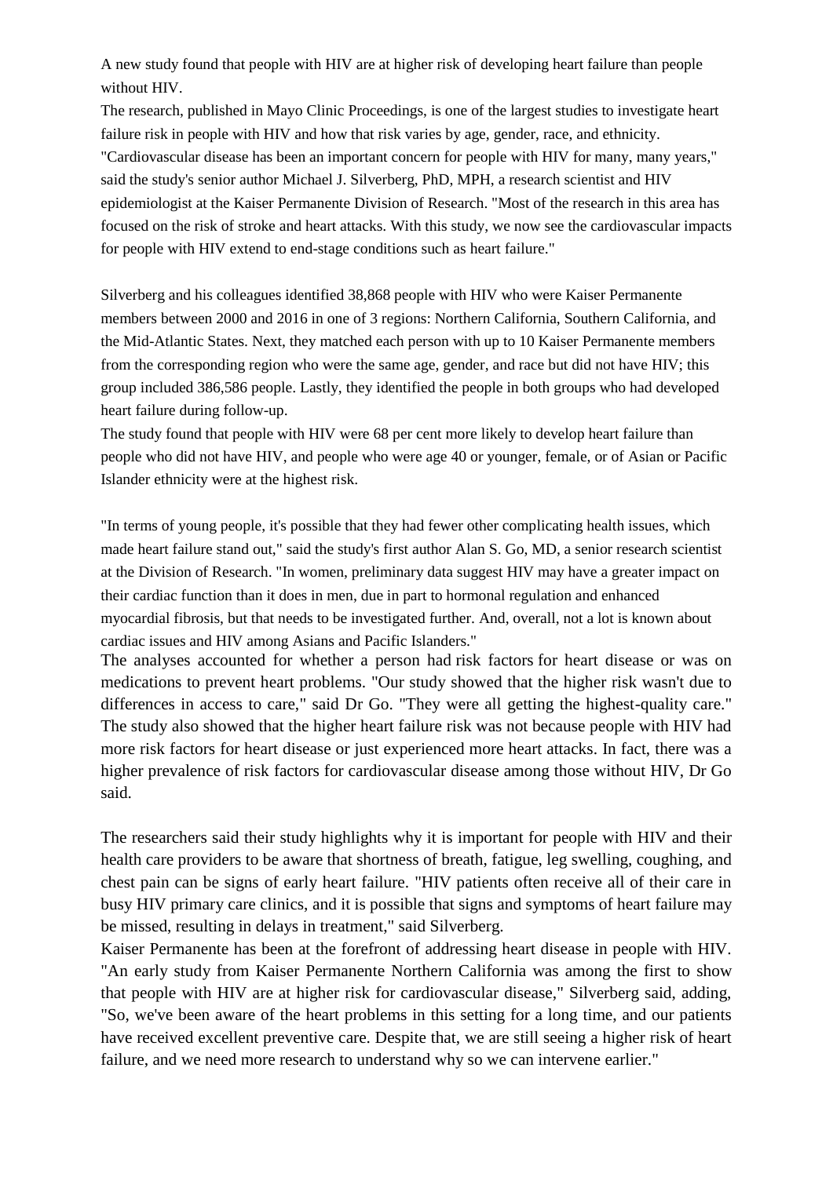A new study found that people with HIV are at higher risk of developing heart failure than people without HIV.

The research, published in Mayo Clinic Proceedings, is one of the largest studies to investigate heart failure risk in people with HIV and how that risk varies by age, gender, race, and ethnicity.

"Cardiovascular disease has been an important concern for people with HIV for many, many years," said the study's senior author Michael J. Silverberg, PhD, MPH, a research scientist and HIV epidemiologist at the Kaiser Permanente Division of Research. "Most of the research in this area has focused on the risk of stroke and heart attacks. With this study, we now see the cardiovascular impacts for people with HIV extend to end-stage conditions such as heart failure."

Silverberg and his colleagues identified 38,868 people with HIV who were Kaiser Permanente members between 2000 and 2016 in one of 3 regions: Northern California, Southern California, and the Mid-Atlantic States. Next, they matched each person with up to 10 Kaiser Permanente members from the corresponding region who were the same age, gender, and race but did not have HIV; this group included 386,586 people. Lastly, they identified the people in both groups who had developed heart failure during follow-up.

The study found that people with HIV were 68 per cent more likely to develop heart failure than people who did not have HIV, and people who were age 40 or younger, female, or of Asian or Pacific Islander ethnicity were at the highest risk.

"In terms of young people, it's possible that they had fewer other complicating health issues, which made heart failure stand out," said the study's first author Alan S. Go, MD, a senior research scientist at the Division of Research. "In women, preliminary data suggest HIV may have a greater impact on their cardiac function than it does in men, due in part to hormonal regulation and enhanced myocardial fibrosis, but that needs to be investigated further. And, overall, not a lot is known about cardiac issues and HIV among Asians and Pacific Islanders."

The analyses accounted for whether a person had risk factors for heart disease or was on medications to prevent heart problems. "Our study showed that the higher risk wasn't due to differences in access to care," said Dr Go. "They were all getting the highest-quality care." The study also showed that the higher heart failure risk was not because people with HIV had more risk factors for heart disease or just experienced more heart attacks. In fact, there was a higher prevalence of risk factors for cardiovascular disease among those without HIV, Dr Go said.

The researchers said their study highlights why it is important for people with HIV and their health care providers to be aware that shortness of breath, fatigue, leg swelling, coughing, and chest pain can be signs of early heart failure. "HIV patients often receive all of their care in busy HIV primary care clinics, and it is possible that signs and symptoms of heart failure may be missed, resulting in delays in treatment," said Silverberg.

Kaiser Permanente has been at the forefront of addressing heart disease in people with HIV. "An early study from Kaiser Permanente Northern California was among the first to show that people with HIV are at higher risk for cardiovascular disease," Silverberg said, adding, "So, we've been aware of the heart problems in this setting for a long time, and our patients have received excellent preventive care. Despite that, we are still seeing a higher risk of heart failure, and we need more research to understand why so we can intervene earlier."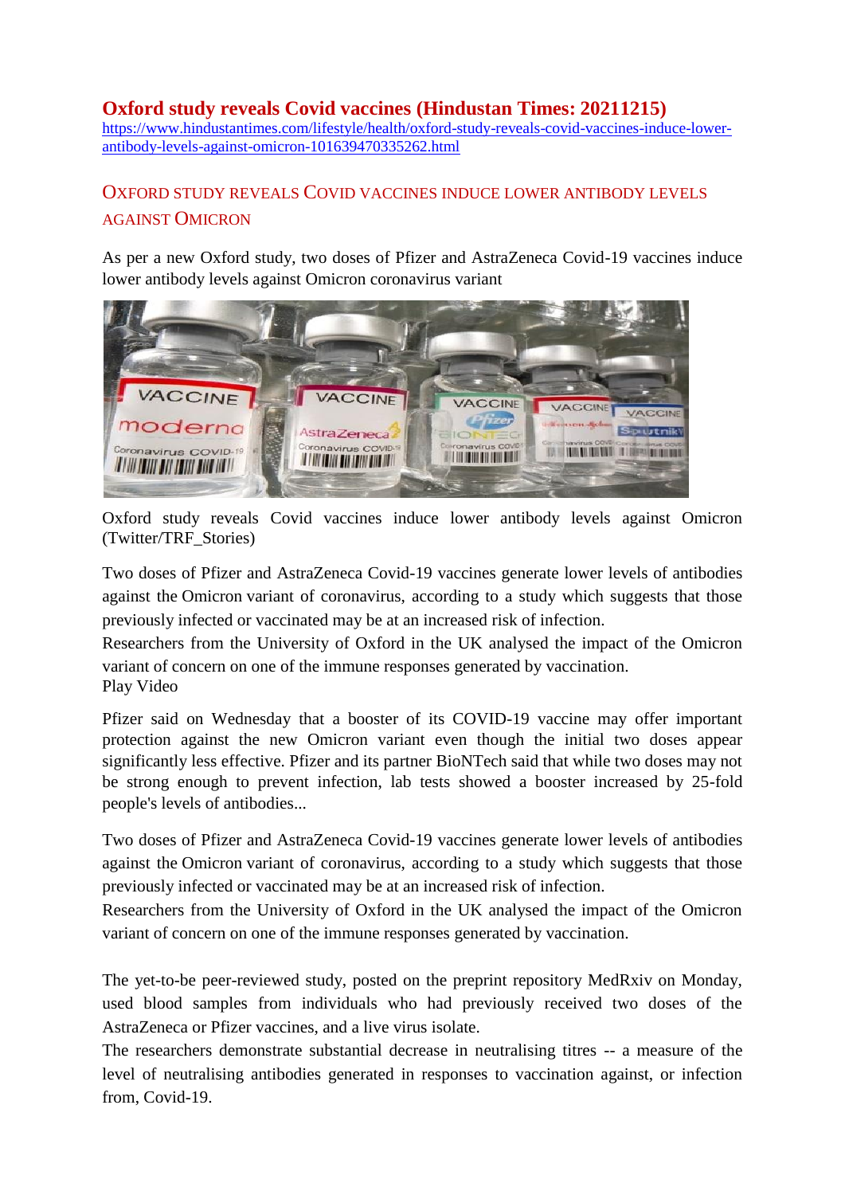# Oxford study reveals Covid vaccines (Hindustan Times: 20211215)

https://www.hindustantimes.com/lifestyle/health/oxford-study-reveals-covid-vaccines-induce-lower-antibody-levels-against-omicron-101639470335262.html

## Oxford study reveals Covid vaccines induce lower antibody levels against Omicron

As per a new Oxford study, two doses of Pfizer and AstraZeneca Covid-19 vaccines induce lower antibody levels against Omicron coronavirus variant

Oxford study reveals Covid vaccines induce lower antibody levels against Omicron (Twitter/TRF_Stories)

Two doses of Pfizer and AstraZeneca Covid-19 vaccines generate lower levels of antibodies against the Omicron variant of coronavirus, according to a study which suggests that those previously infected or vaccinated may be at an increased risk of infection.

Researchers from the University of Oxford in the UK analysed the impact of the Omicron variant of concern on one of the immune responses generated by vaccination.

Play Video

Pfizer said on Wednesday that a booster of its COVID-19 vaccine may offer important protection against the new Omicron variant even though the initial two doses appear significantly less effective. Pfizer and its partner BioNTech said that while two doses may not be strong enough to prevent infection, lab tests showed a booster increased by 25-fold people's levels of antibodies...

Two doses of Pfizer and AstraZeneca Covid-19 vaccines generate lower levels of antibodies against the Omicron variant of coronavirus, according to a study which suggests that those previously infected or vaccinated may be at an increased risk of infection.

Researchers from the University of Oxford in the UK analysed the impact of the Omicron variant of concern on one of the immune responses generated by vaccination.

The yet-to-be peer-reviewed study, posted on the preprint repository MedRxiv on Monday, used blood samples from individuals who had previously received two doses of the AstraZeneca or Pfizer vaccines, and a live virus isolate.

The researchers demonstrate substantial decrease in neutralising titres -- a measure of the level of neutralising antibodies generated in responses to vaccination against, or infection from, Covid-19.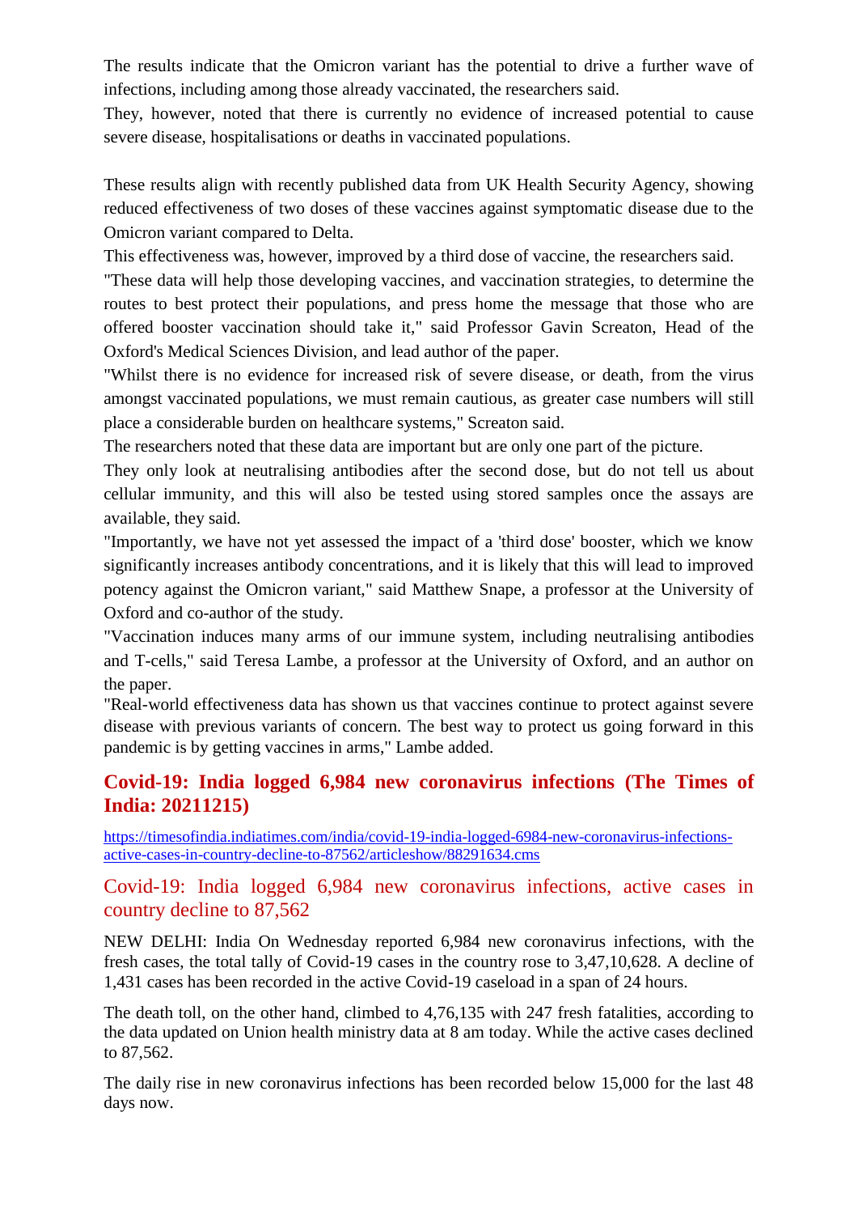The results indicate that the Omicron variant has the potential to drive a further wave of infections, including among those already vaccinated, the researchers said.

They, however, noted that there is currently no evidence of increased potential to cause severe disease, hospitalisations or deaths in vaccinated populations.

These results align with recently published data from UK Health Security Agency, showing reduced effectiveness of two doses of these vaccines against symptomatic disease due to the Omicron variant compared to Delta.

This effectiveness was, however, improved by a third dose of vaccine, the researchers said.

"These data will help those developing vaccines, and vaccination strategies, to determine the routes to best protect their populations, and press home the message that those who are offered booster vaccination should take it," said Professor Gavin Screaton, Head of the Oxford's Medical Sciences Division, and lead author of the paper.

"Whilst there is no evidence for increased risk of severe disease, or death, from the virus amongst vaccinated populations, we must remain cautious, as greater case numbers will still place a considerable burden on healthcare systems," Screaton said.

The researchers noted that these data are important but are only one part of the picture.

They only look at neutralising antibodies after the second dose, but do not tell us about cellular immunity, and this will also be tested using stored samples once the assays are available, they said.

"Importantly, we have not yet assessed the impact of a 'third dose' booster, which we know significantly increases antibody concentrations, and it is likely that this will lead to improved potency against the Omicron variant," said Matthew Snape, a professor at the University of Oxford and co-author of the study.

"Vaccination induces many arms of our immune system, including neutralising antibodies and T-cells," said Teresa Lambe, a professor at the University of Oxford, and an author on the paper.

"Real-world effectiveness data has shown us that vaccines continue to protect against severe disease with previous variants of concern. The best way to protect us going forward in this pandemic is by getting vaccines in arms," Lambe added.

## Covid-19: India logged 6,984 new coronavirus infections (The Times of India: 20211215)

https://timesofindia.indiatimes.com/india/covid-19-india-logged-6984-new-coronavirus-infections-active-cases-in-country-decline-to-87562/articleshow/88291634.cms

### Covid-19: India logged 6,984 new coronavirus infections, active cases in country decline to 87,562

NEW DELHI: India On Wednesday reported 6,984 new coronavirus infections, with the fresh cases, the total tally of Covid-19 cases in the country rose to 3,47,10,628. A decline of 1,431 cases has been recorded in the active Covid-19 caseload in a span of 24 hours.

The death toll, on the other hand, climbed to 4,76,135 with 247 fresh fatalities, according to the data updated on Union health ministry data at 8 am today. While the active cases declined to 87,562.

The daily rise in new coronavirus infections has been recorded below 15,000 for the last 48 days now.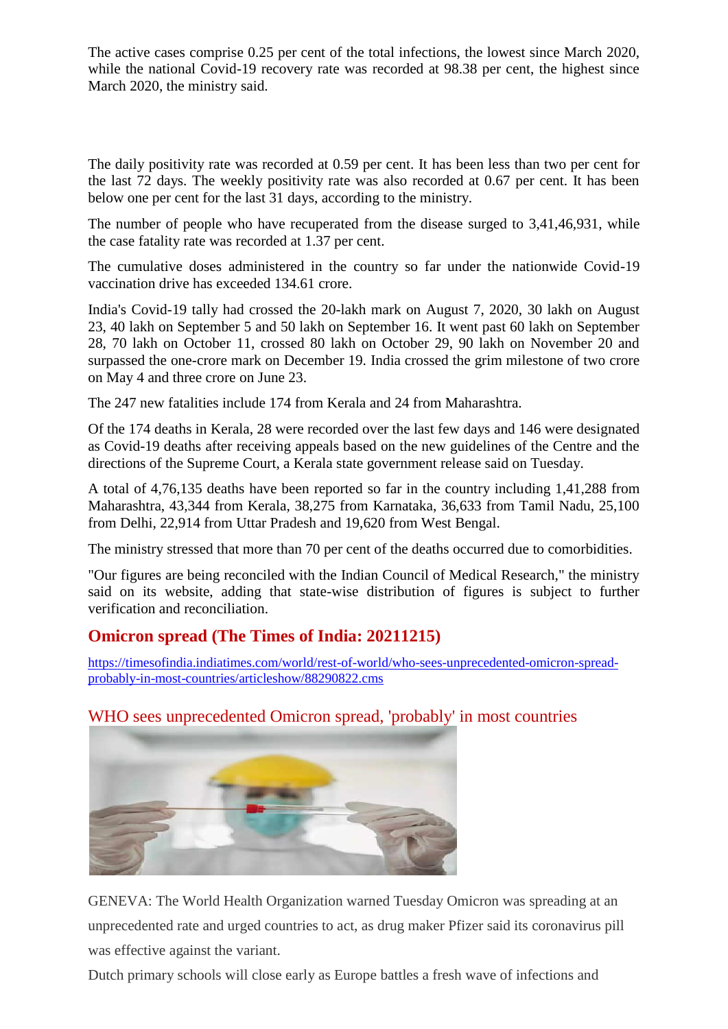The active cases comprise 0.25 per cent of the total infections, the lowest since March 2020, while the national Covid-19 recovery rate was recorded at 98.38 per cent, the highest since March 2020, the ministry said.

The daily positivity rate was recorded at 0.59 per cent. It has been less than two per cent for the last 72 days. The weekly positivity rate was also recorded at 0.67 per cent. It has been below one per cent for the last 31 days, according to the ministry.

The number of people who have recuperated from the disease surged to 3,41,46,931, while the case fatality rate was recorded at 1.37 per cent.

The cumulative doses administered in the country so far under the nationwide Covid-19 vaccination drive has exceeded 134.61 crore.

India's Covid-19 tally had crossed the 20-lakh mark on August 7, 2020, 30 lakh on August 23, 40 lakh on September 5 and 50 lakh on September 16. It went past 60 lakh on September 28, 70 lakh on October 11, crossed 80 lakh on October 29, 90 lakh on November 20 and surpassed the one-crore mark on December 19. India crossed the grim milestone of two crore on May 4 and three crore on June 23.

The 247 new fatalities include 174 from Kerala and 24 from Maharashtra.

Of the 174 deaths in Kerala, 28 were recorded over the last few days and 146 were designated as Covid-19 deaths after receiving appeals based on the new guidelines of the Centre and the directions of the Supreme Court, a Kerala state government release said on Tuesday.

A total of 4,76,135 deaths have been reported so far in the country including 1,41,288 from Maharashtra, 43,344 from Kerala, 38,275 from Karnataka, 36,633 from Tamil Nadu, 25,100 from Delhi, 22,914 from Uttar Pradesh and 19,620 from West Bengal.

The ministry stressed that more than 70 per cent of the deaths occurred due to comorbidities.

"Our figures are being reconciled with the Indian Council of Medical Research," the ministry said on its website, adding that state-wise distribution of figures is subject to further verification and reconciliation.

## Omicron spread (The Times of India: 20211215)

https://timesofindia.indiatimes.com/world/rest-of-world/who-sees-unprecedented-omicron-spread-probably-in-most-countries/articleshow/88290822.cms

### WHO sees unprecedented Omicron spread, 'probably' in most countries

GENEVA: The World Health Organization warned Tuesday Omicron was spreading at an unprecedented rate and urged countries to act, as drug maker Pfizer said its coronavirus pill was effective against the variant.

Dutch primary schools will close early as Europe battles a fresh wave of infections and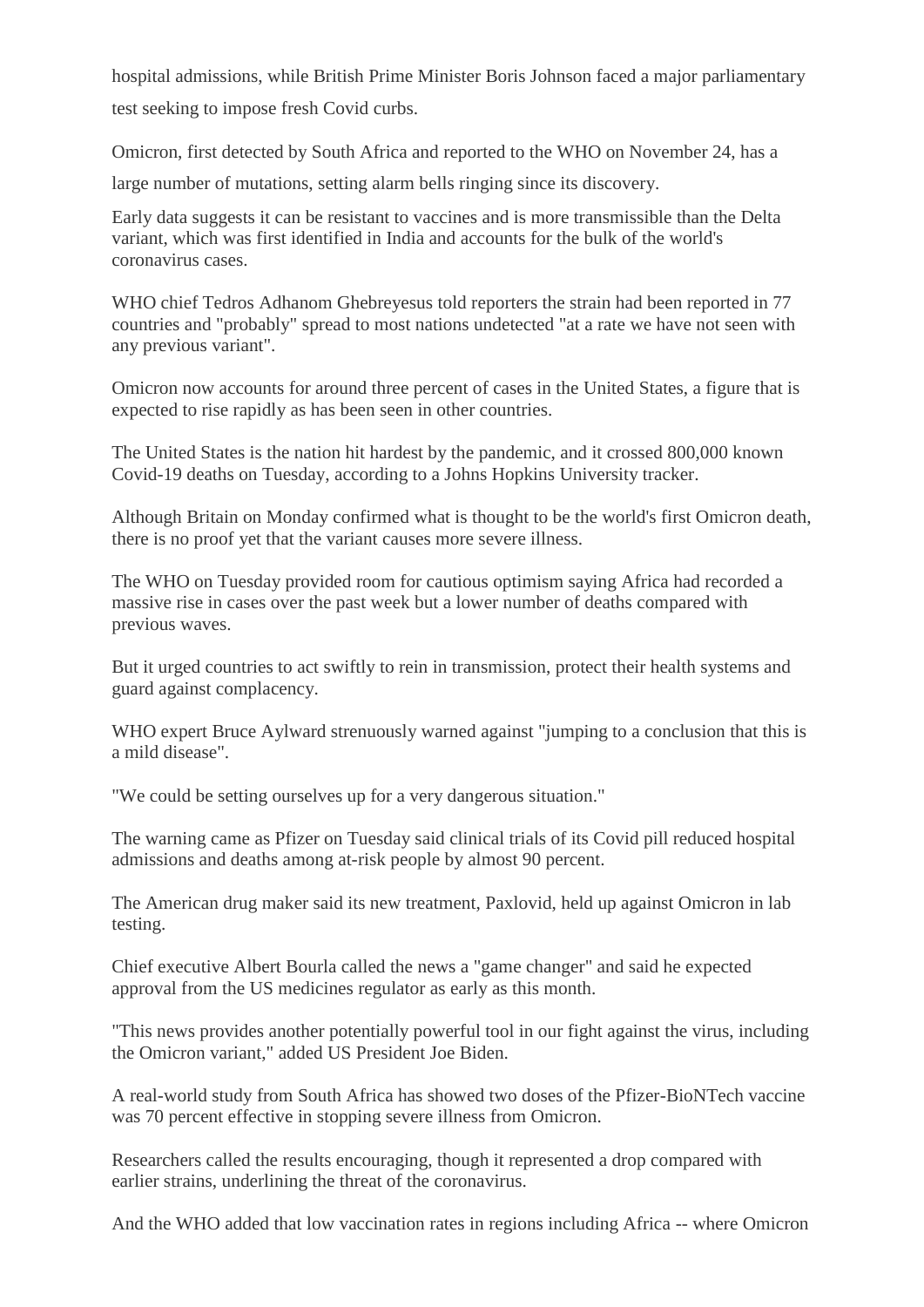hospital admissions, while British Prime Minister Boris Johnson faced a major parliamentary test seeking to impose fresh Covid curbs.

Omicron, first detected by South Africa and reported to the WHO on November 24, has a large number of mutations, setting alarm bells ringing since its discovery.

Early data suggests it can be resistant to vaccines and is more transmissible than the Delta variant, which was first identified in India and accounts for the bulk of the world's coronavirus cases.

WHO chief Tedros Adhanom Ghebreyesus told reporters the strain had been reported in 77 countries and "probably" spread to most nations undetected "at a rate we have not seen with any previous variant".

Omicron now accounts for around three percent of cases in the United States, a figure that is expected to rise rapidly as has been seen in other countries.

The United States is the nation hit hardest by the pandemic, and it crossed 800,000 known Covid-19 deaths on Tuesday, according to a Johns Hopkins University tracker.

Although Britain on Monday confirmed what is thought to be the world's first Omicron death, there is no proof yet that the variant causes more severe illness.

The WHO on Tuesday provided room for cautious optimism saying Africa had recorded a massive rise in cases over the past week but a lower number of deaths compared with previous waves.

But it urged countries to act swiftly to rein in transmission, protect their health systems and guard against complacency.

WHO expert Bruce Aylward strenuously warned against "jumping to a conclusion that this is a mild disease".

"We could be setting ourselves up for a very dangerous situation."

The warning came as Pfizer on Tuesday said clinical trials of its Covid pill reduced hospital admissions and deaths among at-risk people by almost 90 percent.

The American drug maker said its new treatment, Paxlovid, held up against Omicron in lab testing.

Chief executive Albert Bourla called the news a "game changer" and said he expected approval from the US medicines regulator as early as this month.

"This news provides another potentially powerful tool in our fight against the virus, including the Omicron variant," added US President Joe Biden.

A real-world study from South Africa has showed two doses of the Pfizer-BioNTech vaccine was 70 percent effective in stopping severe illness from Omicron.

Researchers called the results encouraging, though it represented a drop compared with earlier strains, underlining the threat of the coronavirus.

And the WHO added that low vaccination rates in regions including Africa -- where Omicron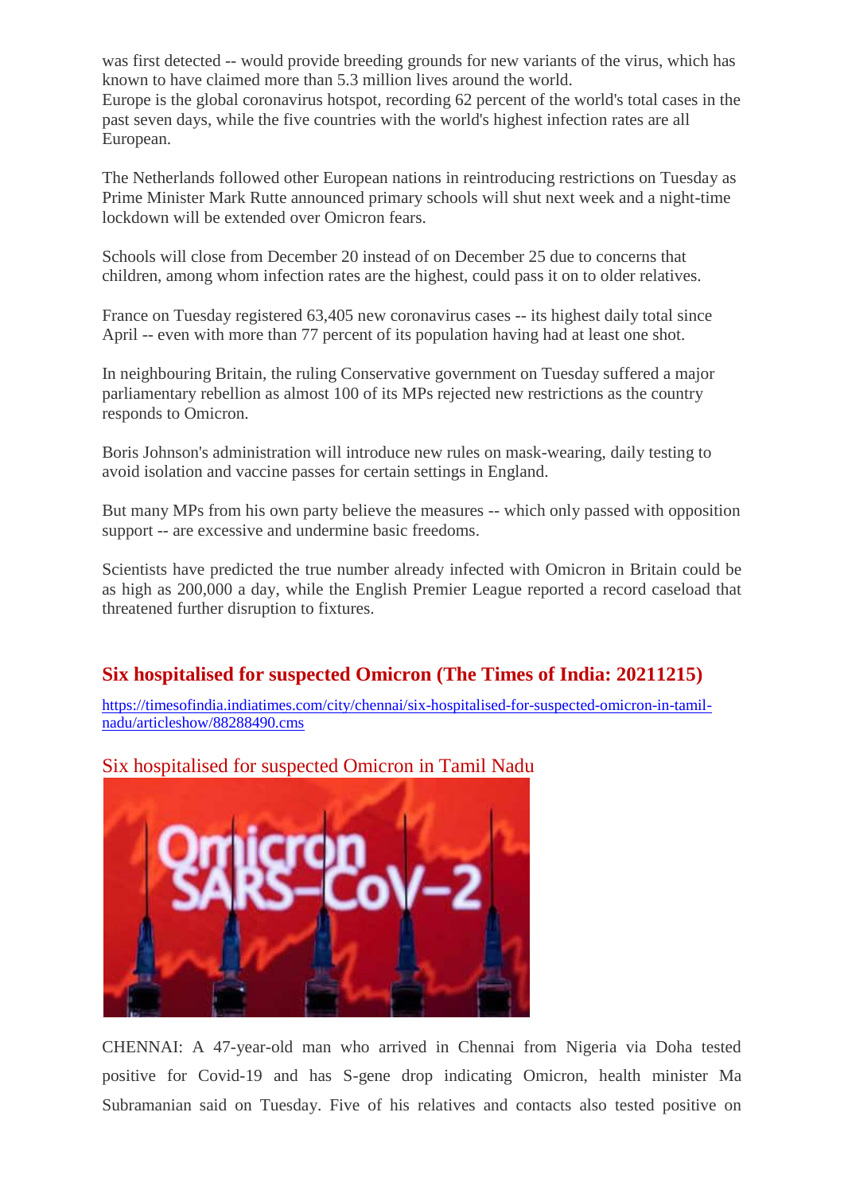was first detected -- would provide breeding grounds for new variants of the virus, which has known to have claimed more than 5.3 million lives around the world.
Europe is the global coronavirus hotspot, recording 62 percent of the world's total cases in the past seven days, while the five countries with the world's highest infection rates are all European.

The Netherlands followed other European nations in reintroducing restrictions on Tuesday as Prime Minister Mark Rutte announced primary schools will shut next week and a night-time lockdown will be extended over Omicron fears.

Schools will close from December 20 instead of on December 25 due to concerns that children, among whom infection rates are the highest, could pass it on to older relatives.

France on Tuesday registered 63,405 new coronavirus cases -- its highest daily total since April -- even with more than 77 percent of its population having had at least one shot.

In neighbouring Britain, the ruling Conservative government on Tuesday suffered a major parliamentary rebellion as almost 100 of its MPs rejected new restrictions as the country responds to Omicron.

Boris Johnson's administration will introduce new rules on mask-wearing, daily testing to avoid isolation and vaccine passes for certain settings in England.

But many MPs from his own party believe the measures -- which only passed with opposition support -- are excessive and undermine basic freedoms.

Scientists have predicted the true number already infected with Omicron in Britain could be as high as 200,000 a day, while the English Premier League reported a record caseload that threatened further disruption to fixtures.

## Six hospitalised for suspected Omicron (The Times of India: 20211215)

https://timesofindia.indiatimes.com/city/chennai/six-hospitalised-for-suspected-omicron-in-tamil-nadu/articleshow/88288490.cms

### Six hospitalised for suspected Omicron in Tamil Nadu

CHENNAI: A 47-year-old man who arrived in Chennai from Nigeria via Doha tested positive for Covid-19 and has S-gene drop indicating Omicron, health minister Ma Subramanian said on Tuesday. Five of his relatives and contacts also tested positive on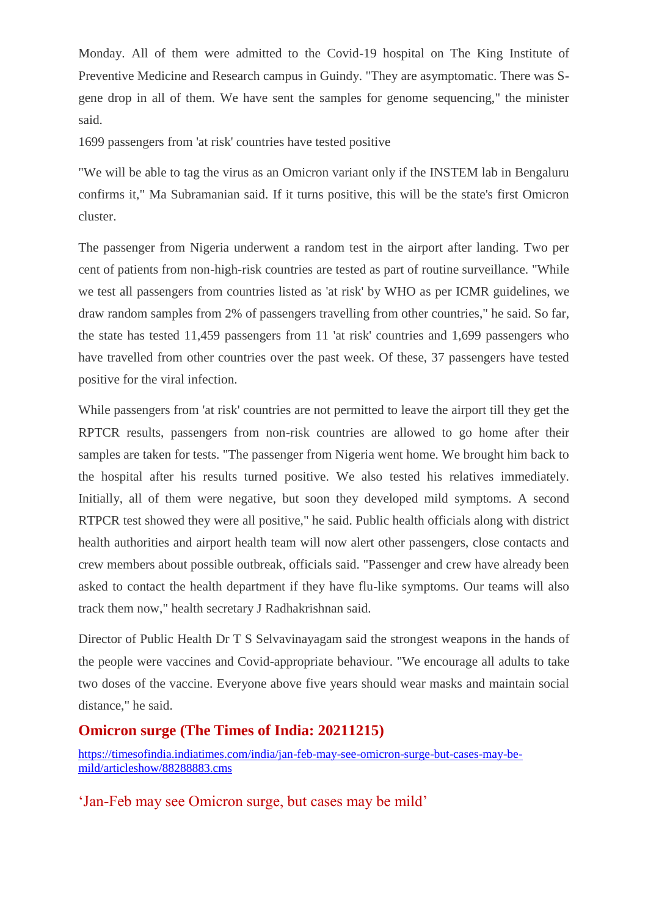Monday. All of them were admitted to the Covid-19 hospital on The King Institute of Preventive Medicine and Research campus in Guindy. "They are asymptomatic. There was S-gene drop in all of them. We have sent the samples for genome sequencing," the minister said.

1699 passengers from 'at risk' countries have tested positive

"We will be able to tag the virus as an Omicron variant only if the INSTEM lab in Bengaluru confirms it," Ma Subramanian said. If it turns positive, this will be the state's first Omicron cluster.

The passenger from Nigeria underwent a random test in the airport after landing. Two per cent of patients from non-high-risk countries are tested as part of routine surveillance. "While we test all passengers from countries listed as 'at risk' by WHO as per ICMR guidelines, we draw random samples from 2% of passengers travelling from other countries," he said. So far, the state has tested 11,459 passengers from 11 'at risk' countries and 1,699 passengers who have travelled from other countries over the past week. Of these, 37 passengers have tested positive for the viral infection.

While passengers from 'at risk' countries are not permitted to leave the airport till they get the RPTCR results, passengers from non-risk countries are allowed to go home after their samples are taken for tests. "The passenger from Nigeria went home. We brought him back to the hospital after his results turned positive. We also tested his relatives immediately. Initially, all of them were negative, but soon they developed mild symptoms. A second RTPCR test showed they were all positive," he said. Public health officials along with district health authorities and airport health team will now alert other passengers, close contacts and crew members about possible outbreak, officials said. "Passenger and crew have already been asked to contact the health department if they have flu-like symptoms. Our teams will also track them now," health secretary J Radhakrishnan said.

Director of Public Health Dr T S Selvavinayagam said the strongest weapons in the hands of the people were vaccines and Covid-appropriate behaviour. "We encourage all adults to take two doses of the vaccine. Everyone above five years should wear masks and maintain social distance," he said.

## Omicron surge (The Times of India: 20211215)

https://timesofindia.indiatimes.com/india/jan-feb-may-see-omicron-surge-but-cases-may-be-mild/articleshow/88288883.cms

### 'Jan-Feb may see Omicron surge, but cases may be mild'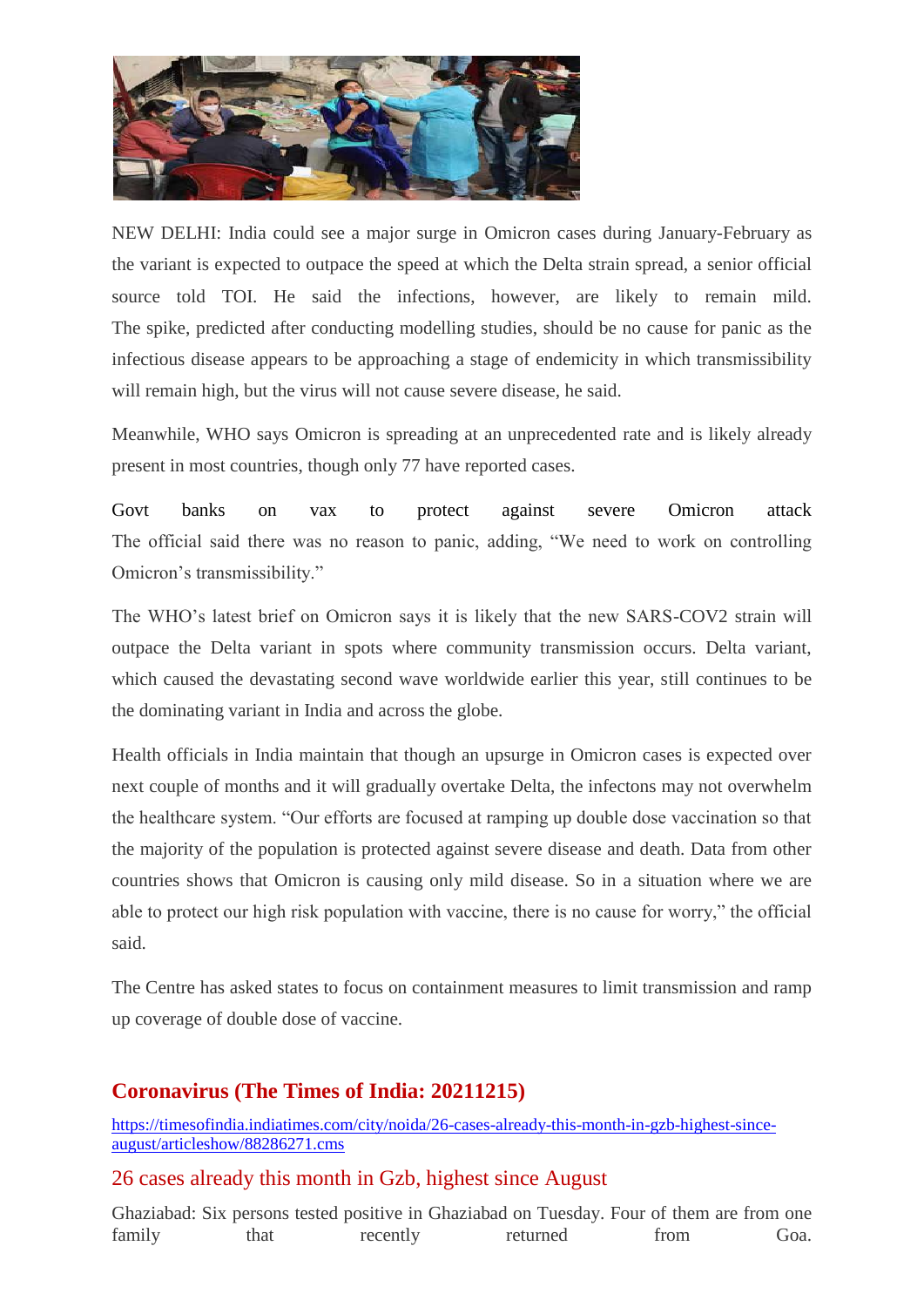NEW DELHI: India could see a major surge in Omicron cases during January-February as the variant is expected to outpace the speed at which the Delta strain spread, a senior official source told TOI. He said the infections, however, are likely to remain mild. The spike, predicted after conducting modelling studies, should be no cause for panic as the infectious disease appears to be approaching a stage of endemicity in which transmissibility will remain high, but the virus will not cause severe disease, he said.

Meanwhile, WHO says Omicron is spreading at an unprecedented rate and is likely already present in most countries, though only 77 have reported cases.

Govt banks on vax to protect against severe Omicron attack
The official said there was no reason to panic, adding, "We need to work on controlling Omicron's transmissibility."

The WHO's latest brief on Omicron says it is likely that the new SARS-COV2 strain will outpace the Delta variant in spots where community transmission occurs. Delta variant, which caused the devastating second wave worldwide earlier this year, still continues to be the dominating variant in India and across the globe.

Health officials in India maintain that though an upsurge in Omicron cases is expected over next couple of months and it will gradually overtake Delta, the infectons may not overwhelm the healthcare system. "Our efforts are focused at ramping up double dose vaccination so that the majority of the population is protected against severe disease and death. Data from other countries shows that Omicron is causing only mild disease. So in a situation where we are able to protect our high risk population with vaccine, there is no cause for worry," the official said.

The Centre has asked states to focus on containment measures to limit transmission and ramp up coverage of double dose of vaccine.

## Coronavirus (The Times of India: 20211215)

https://timesofindia.indiatimes.com/city/noida/26-cases-already-this-month-in-gzb-highest-since-august/articleshow/88286271.cms

### 26 cases already this month in Gzb, highest since August

Ghaziabad: Six persons tested positive in Ghaziabad on Tuesday. Four of them are from one family that recently returned from Goa.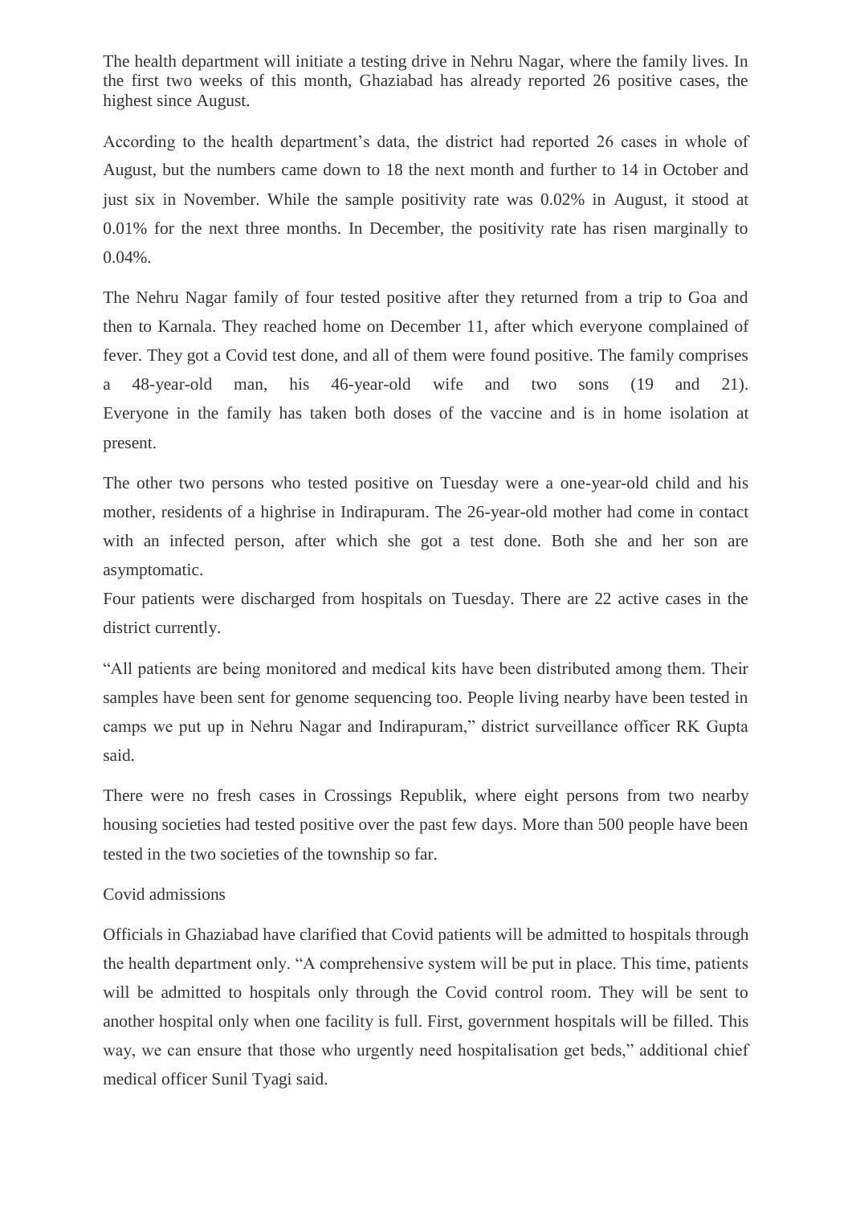The health department will initiate a testing drive in Nehru Nagar, where the family lives. In the first two weeks of this month, Ghaziabad has already reported 26 positive cases, the highest since August.

According to the health department's data, the district had reported 26 cases in whole of August, but the numbers came down to 18 the next month and further to 14 in October and just six in November. While the sample positivity rate was 0.02% in August, it stood at 0.01% for the next three months. In December, the positivity rate has risen marginally to 0.04%.

The Nehru Nagar family of four tested positive after they returned from a trip to Goa and then to Karnala. They reached home on December 11, after which everyone complained of fever. They got a Covid test done, and all of them were found positive. The family comprises a 48-year-old man, his 46-year-old wife and two sons (19 and 21). Everyone in the family has taken both doses of the vaccine and is in home isolation at present.

The other two persons who tested positive on Tuesday were a one-year-old child and his mother, residents of a highrise in Indirapuram. The 26-year-old mother had come in contact with an infected person, after which she got a test done. Both she and her son are asymptomatic.

Four patients were discharged from hospitals on Tuesday. There are 22 active cases in the district currently.

"All patients are being monitored and medical kits have been distributed among them. Their samples have been sent for genome sequencing too. People living nearby have been tested in camps we put up in Nehru Nagar and Indirapuram," district surveillance officer RK Gupta said.

There were no fresh cases in Crossings Republik, where eight persons from two nearby housing societies had tested positive over the past few days. More than 500 people have been tested in the two societies of the township so far.

Covid admissions

Officials in Ghaziabad have clarified that Covid patients will be admitted to hospitals through the health department only. "A comprehensive system will be put in place. This time, patients will be admitted to hospitals only through the Covid control room. They will be sent to another hospital only when one facility is full. First, government hospitals will be filled. This way, we can ensure that those who urgently need hospitalisation get beds," additional chief medical officer Sunil Tyagi said.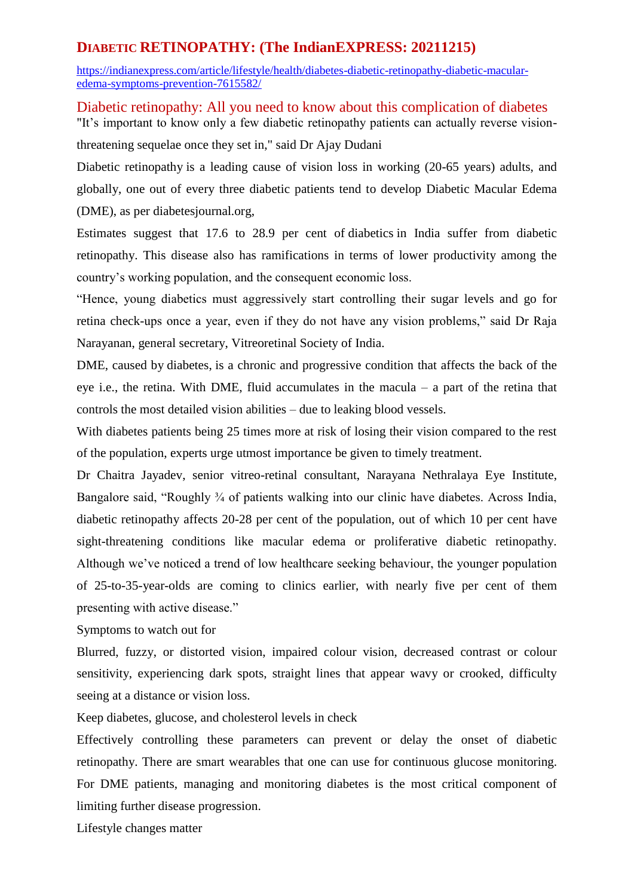## DIABETIC RETINOPATHY: (The IndianEXPRESS: 20211215)

https://indianexpress.com/article/lifestyle/health/diabetes-diabetic-retinopathy-diabetic-macular-edema-symptoms-prevention-7615582/

### Diabetic retinopathy: All you need to know about this complication of diabetes

"It's important to know only a few diabetic retinopathy patients can actually reverse vision-threatening sequelae once they set in," said Dr Ajay Dudani

Diabetic retinopathy is a leading cause of vision loss in working (20-65 years) adults, and globally, one out of every three diabetic patients tend to develop Diabetic Macular Edema (DME), as per diabetesjournal.org,

Estimates suggest that 17.6 to 28.9 per cent of diabetics in India suffer from diabetic retinopathy. This disease also has ramifications in terms of lower productivity among the country's working population, and the consequent economic loss.

"Hence, young diabetics must aggressively start controlling their sugar levels and go for retina check-ups once a year, even if they do not have any vision problems," said Dr Raja Narayanan, general secretary, Vitreoretinal Society of India.

DME, caused by diabetes, is a chronic and progressive condition that affects the back of the eye i.e., the retina. With DME, fluid accumulates in the macula – a part of the retina that controls the most detailed vision abilities – due to leaking blood vessels.

With diabetes patients being 25 times more at risk of losing their vision compared to the rest of the population, experts urge utmost importance be given to timely treatment.

Dr Chaitra Jayadev, senior vitreo-retinal consultant, Narayana Nethralaya Eye Institute, Bangalore said, "Roughly ¾ of patients walking into our clinic have diabetes. Across India, diabetic retinopathy affects 20-28 per cent of the population, out of which 10 per cent have sight-threatening conditions like macular edema or proliferative diabetic retinopathy. Although we've noticed a trend of low healthcare seeking behaviour, the younger population of 25-to-35-year-olds are coming to clinics earlier, with nearly five per cent of them presenting with active disease."

Symptoms to watch out for

Blurred, fuzzy, or distorted vision, impaired colour vision, decreased contrast or colour sensitivity, experiencing dark spots, straight lines that appear wavy or crooked, difficulty seeing at a distance or vision loss.

Keep diabetes, glucose, and cholesterol levels in check

Effectively controlling these parameters can prevent or delay the onset of diabetic retinopathy. There are smart wearables that one can use for continuous glucose monitoring. For DME patients, managing and monitoring diabetes is the most critical component of limiting further disease progression.

Lifestyle changes matter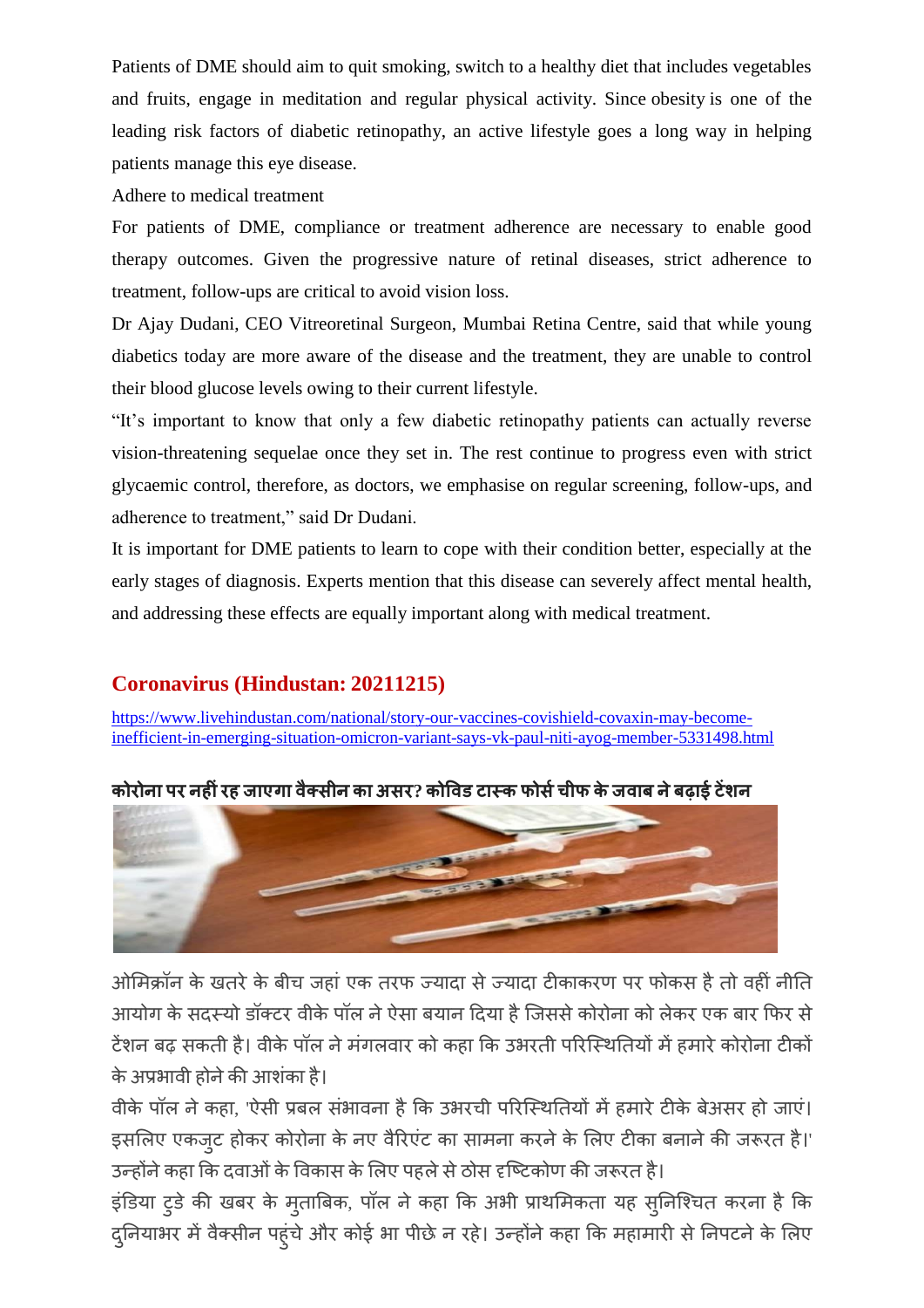Patients of DME should aim to quit smoking, switch to a healthy diet that includes vegetables and fruits, engage in meditation and regular physical activity. Since obesity is one of the leading risk factors of diabetic retinopathy, an active lifestyle goes a long way in helping patients manage this eye disease.

Adhere to medical treatment

For patients of DME, compliance or treatment adherence are necessary to enable good therapy outcomes. Given the progressive nature of retinal diseases, strict adherence to treatment, follow-ups are critical to avoid vision loss.

Dr Ajay Dudani, CEO Vitreoretinal Surgeon, Mumbai Retina Centre, said that while young diabetics today are more aware of the disease and the treatment, they are unable to control their blood glucose levels owing to their current lifestyle.

"It's important to know that only a few diabetic retinopathy patients can actually reverse vision-threatening sequelae once they set in. The rest continue to progress even with strict glycaemic control, therefore, as doctors, we emphasise on regular screening, follow-ups, and adherence to treatment," said Dr Dudani.

It is important for DME patients to learn to cope with their condition better, especially at the early stages of diagnosis. Experts mention that this disease can severely affect mental health, and addressing these effects are equally important along with medical treatment.

## Coronavirus (Hindustan: 20211215)

https://www.livehindustan.com/national/story-our-vaccines-covishield-covaxin-may-become-inefficient-in-emerging-situation-omicron-variant-says-vk-paul-niti-ayog-member-5331498.html

### कोरोना पर नहीं रह जाएगा वैक्सीन का असर? कोविड टास्क फोर्स चीफ के जवाब ने बढ़ाई टेंशन

ओमिक्रॉन के खतरे के बीच जहां एक तरफ ज्यादा से ज्यादा टीकाकरण पर फोकस है तो वहीं नीति आयोग के सदस्यो डॉक्टर वीके पॉल ने ऐसा बयान दिया है जिससे कोरोना को लेकर एक बार फिर से टेंशन बढ़ सकती है। वीके पॉल ने मंगलवार को कहा कि उभरती परिस्थितियों में हमारे कोरोना टीकों के अप्रभावी होने की आशंका है।

वीके पॉल ने कहा, 'ऐसी प्रबल संभावना है कि उभरची परिस्थितियों में हमारे टीके बेअसर हो जाएं। इसलिए एकजुट होकर कोरोना के नए वैरिएंट का सामना करने के लिए टीका बनाने की जरूरत है।' उन्होंने कहा कि दवाओं के विकास के लिए पहले से ठोस दृष्टिकोण की जरूरत है।

इंडिया टुडे की खबर के मुताबिक, पॉल ने कहा कि अभी प्राथमिकता यह सुनिश्चित करना है कि दुनियाभर में वैक्सीन पहुंचे और कोई भा पीछे न रहे। उन्होंने कहा कि महामारी से निपटने के लिए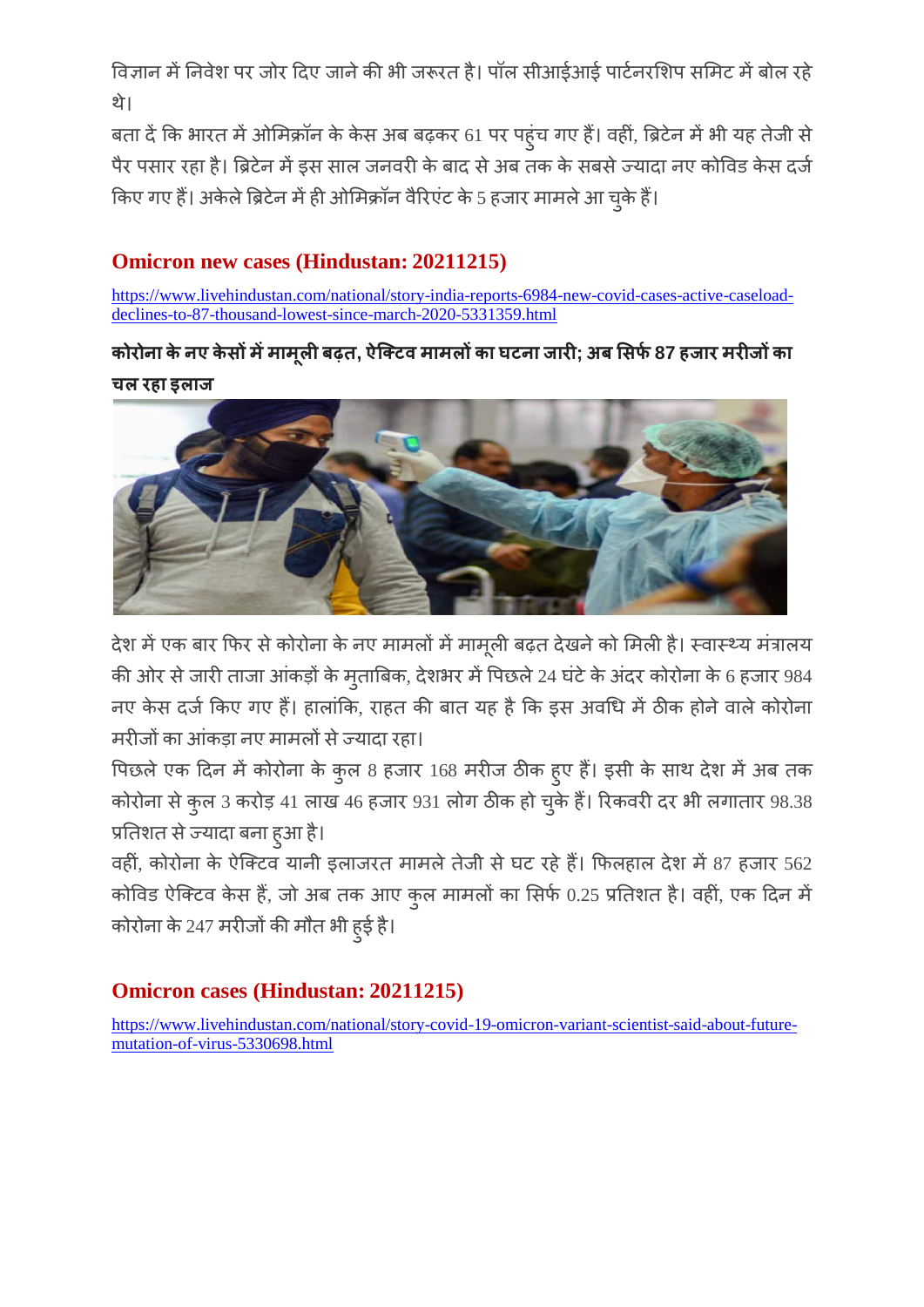विज्ञान में निवेश पर जोर दिए जाने की भी जरूरत है। पॉल सीआईआई पार्टनरशिप समिट में बोल रहे थे।

बता दें कि भारत में ओमिक्रॉन के केस अब बढ़कर 61 पर पहुंच गए हैं। वहीं, ब्रिटेन में भी यह तेजी से पैर पसार रहा है। ब्रिटेन में इस साल जनवरी के बाद से अब तक के सबसे ज्यादा नए कोविड केस दर्ज किए गए हैं। अकेले ब्रिटेन में ही ओमिक्रॉन वैरिएंट के 5 हजार मामले आ चुके हैं।

## Omicron new cases (Hindustan: 20211215)

https://www.livehindustan.com/national/story-india-reports-6984-new-covid-cases-active-caseload-declines-to-87-thousand-lowest-since-march-2020-5331359.html

**कोरोना के नए केसों में मामूली बढ़त, ऐक्टिव मामलों का घटना जारी; अब सिर्फ 87 हजार मरीजों का चल रहा इलाज**

देश में एक बार फिर से कोरोना के नए मामलों में मामूली बढ़त देखने को मिली है। स्वास्थ्य मंत्रालय की ओर से जारी ताजा आंकड़ों के मुताबिक, देशभर में पिछले 24 घंटे के अंदर कोरोना के 6 हजार 984 नए केस दर्ज किए गए हैं। हालांकि, राहत की बात यह है कि इस अवधि में ठीक होने वाले कोरोना मरीजों का आंकड़ा नए मामलों से ज्यादा रहा।

पिछले एक दिन में कोरोना के कुल 8 हजार 168 मरीज ठीक हुए हैं। इसी के साथ देश में अब तक कोरोना से कुल 3 करोड़ 41 लाख 46 हजार 931 लोग ठीक हो चुके हैं। रिकवरी दर भी लगातार 98.38 प्रतिशत से ज्यादा बना हुआ है।

वहीं, कोरोना के ऐक्टिव यानी इलाजरत मामले तेजी से घट रहे हैं। फिलहाल देश में 87 हजार 562 कोविड ऐक्टिव केस हैं, जो अब तक आए कुल मामलों का सिर्फ 0.25 प्रतिशत है। वहीं, एक दिन में कोरोना के 247 मरीजों की मौत भी हुई है।

## Omicron cases (Hindustan: 20211215)

https://www.livehindustan.com/national/story-covid-19-omicron-variant-scientist-said-about-future-mutation-of-virus-5330698.html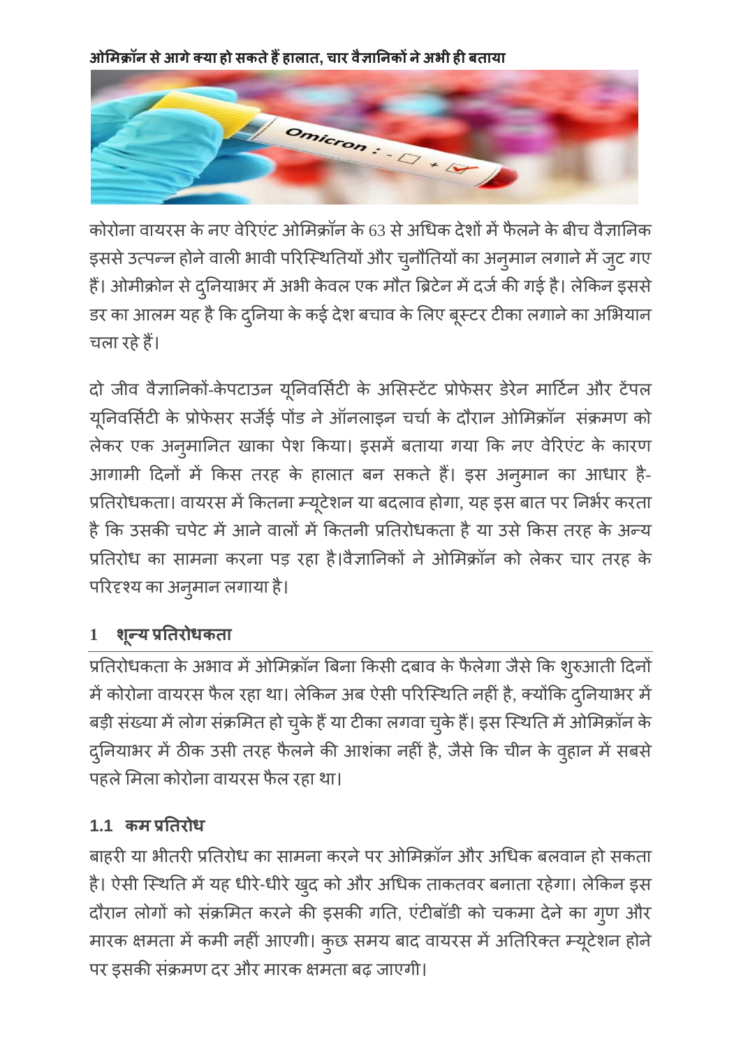**ओमिक्रॉन से आगे क्या हो सकते हैं हालात, चार वैज्ञानिकों ने अभी ही बताया**

कोरोना वायरस के नए वेरिएंट ओमिक्रॉन के 63 से अधिक देशों में फैलने के बीच वैज्ञानिक इससे उत्पन्न होने वाली भावी परिस्थितियों और चुनौतियों का अनुमान लगाने में जुट गए हैं। ओमीक्रोन से दुनियाभर में अभी केवल एक मौत ब्रिटेन में दर्ज की गई है। लेकिन इससे डर का आलम यह है कि दुनिया के कई देश बचाव के लिए बूस्टर टीका लगाने का अभियान चला रहे हैं।

दो जीव वैज्ञानिकों-केपटाउन यूनिवर्सिटी के असिस्टेंट प्रोफेसर डेरेन मार्टिन और टेंपल यूनिवर्सिटी के प्रोफेसर सर्जेई पोंड ने ऑनलाइन चर्चा के दौरान ओमिक्रॉन संक्रमण को लेकर एक अनुमानित खाका पेश किया। इसमें बताया गया कि नए वेरिएंट के कारण आगामी दिनों में किस तरह के हालात बन सकते हैं। इस अनुमान का आधार है- प्रतिरोधकता। वायरस में कितना म्यूटेशन या बदलाव होगा, यह इस बात पर निर्भर करता है कि उसकी चपेट में आने वालों में कितनी प्रतिरोधकता है या उसे किस तरह के अन्य प्रतिरोध का सामना करना पड़ रहा है।वैज्ञानिकों ने ओमिक्रॉन को लेकर चार तरह के परिदृश्य का अनुमान लगाया है।

## 1 शून्य प्रतिरोधकता

प्रतिरोधकता के अभाव में ओमिक्रॉन बिना किसी दबाव के फैलेगा जैसे कि शुरुआती दिनों में कोरोना वायरस फैल रहा था। लेकिन अब ऐसी परिस्थिति नहीं है, क्योंकि दुनियाभर में बड़ी संख्या में लोग संक्रमित हो चुके हैं या टीका लगवा चुके हैं। इस स्थिति में ओमिक्रॉन के दुनियाभर में ठीक उसी तरह फैलने की आशंका नहीं है, जैसे कि चीन के वुहान में सबसे पहले मिला कोरोना वायरस फैल रहा था।

### 1.1 कम प्रतिरोध

बाहरी या भीतरी प्रतिरोध का सामना करने पर ओमिक्रॉन और अधिक बलवान हो सकता है। ऐसी स्थिति में यह धीरे-धीरे खुद को और अधिक ताकतवर बनाता रहेगा। लेकिन इस दौरान लोगों को संक्रमित करने की इसकी गति, एंटीबॉडी को चकमा देने का गुण और मारक क्षमता में कमी नहीं आएगी। कुछ समय बाद वायरस में अतिरिक्त म्यूटेशन होने पर इसकी संक्रमण दर और मारक क्षमता बढ़ जाएगी।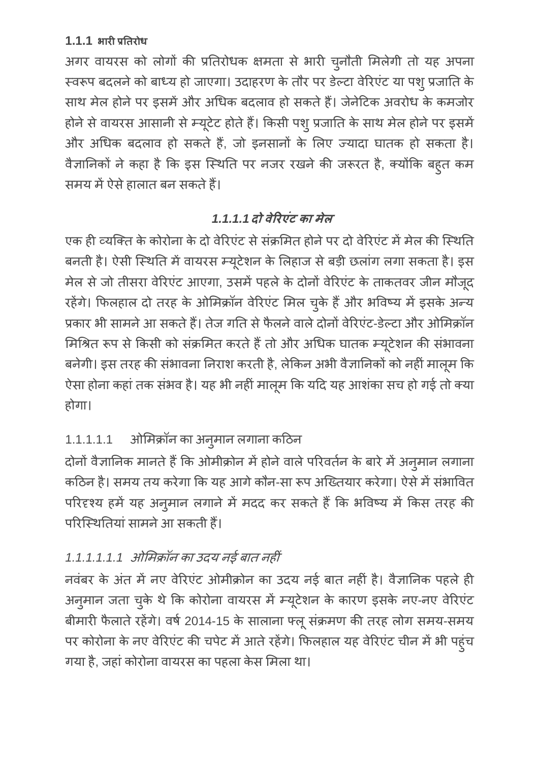### 1.1.1 भारी प्रतिरोध

अगर वायरस को लोगों की प्रतिरोधक क्षमता से भारी चुनौती मिलेगी तो यह अपना स्वरूप बदलने को बाध्य हो जाएगा। उदाहरण के तौर पर डेल्टा वेरिएंट या पशु प्रजाति के साथ मेल होने पर इसमें और अधिक बदलाव हो सकते हैं। जेनेटिक अवरोध के कमजोर होने से वायरस आसानी से म्यूटेट होते हैं। किसी पशु प्रजाति के साथ मेल होने पर इसमें और अधिक बदलाव हो सकते हैं, जो इनसानों के लिए ज्यादा घातक हो सकता है। वैज्ञानिकों ने कहा है कि इस स्थिति पर नजर रखने की जरूरत है, क्योंकि बहुत कम समय में ऐसे हालात बन सकते हैं।

#### ***1.1.1.1 दो वेरिएंट का मेल***

एक ही व्यक्ति के कोरोना के दो वेरिएंट से संक्रमित होने पर दो वेरिएंट में मेल की स्थिति बनती है। ऐसी स्थिति में वायरस म्यूटेशन के लिहाज से बड़ी छलांग लगा सकता है। इस मेल से जो तीसरा वेरिएंट आएगा, उसमें पहले के दोनों वेरिएंट के ताकतवर जीन मौजूद रहेंगे। फिलहाल दो तरह के ओमिक्रॉन वेरिएंट मिल चुके हैं और भविष्य में इसके अन्य प्रकार भी सामने आ सकते हैं। तेज गति से फैलने वाले दोनों वेरिएंट-डेल्टा और ओमिक्रॉन मिश्रित रूप से किसी को संक्रमित करते हैं तो और अधिक घातक म्यूटेशन की संभावना बनेगी। इस तरह की संभावना निराश करती है, लेकिन अभी वैज्ञानिकों को नहीं मालूम कि ऐसा होना कहां तक संभव है। यह भी नहीं मालूम कि यदि यह आशंका सच हो गई तो क्या होगा।

##### 1.1.1.1.1 ओमिक्रॉन का अनुमान लगाना कठिन

दोनों वैज्ञानिक मानते हैं कि ओमीक्रोन में होने वाले परिवर्तन के बारे में अनुमान लगाना कठिन है। समय तय करेगा कि यह आगे कौन-सा रूप अख्तियार करेगा। ऐसे में संभावित परिदृश्य हमें यह अनुमान लगाने में मदद कर सकते हैं कि भविष्य में किस तरह की परिस्थितियां सामने आ सकती हैं।

###### *1.1.1.1.1.1 ओमिक्रॉन का उदय नई बात नहीं*

नवंबर के अंत में नए वेरिएंट ओमीक्रोन का उदय नई बात नहीं है। वैज्ञानिक पहले ही अनुमान जता चुके थे कि कोरोना वायरस में म्यूटेशन के कारण इसके नए-नए वेरिएंट बीमारी फैलाते रहेंगे। वर्ष 2014-15 के सालाना फ्लू संक्रमण की तरह लोग समय-समय पर कोरोना के नए वेरिएंट की चपेट में आते रहेंगे। फिलहाल यह वेरिएंट चीन में भी पहुंच गया है, जहां कोरोना वायरस का पहला केस मिला था।